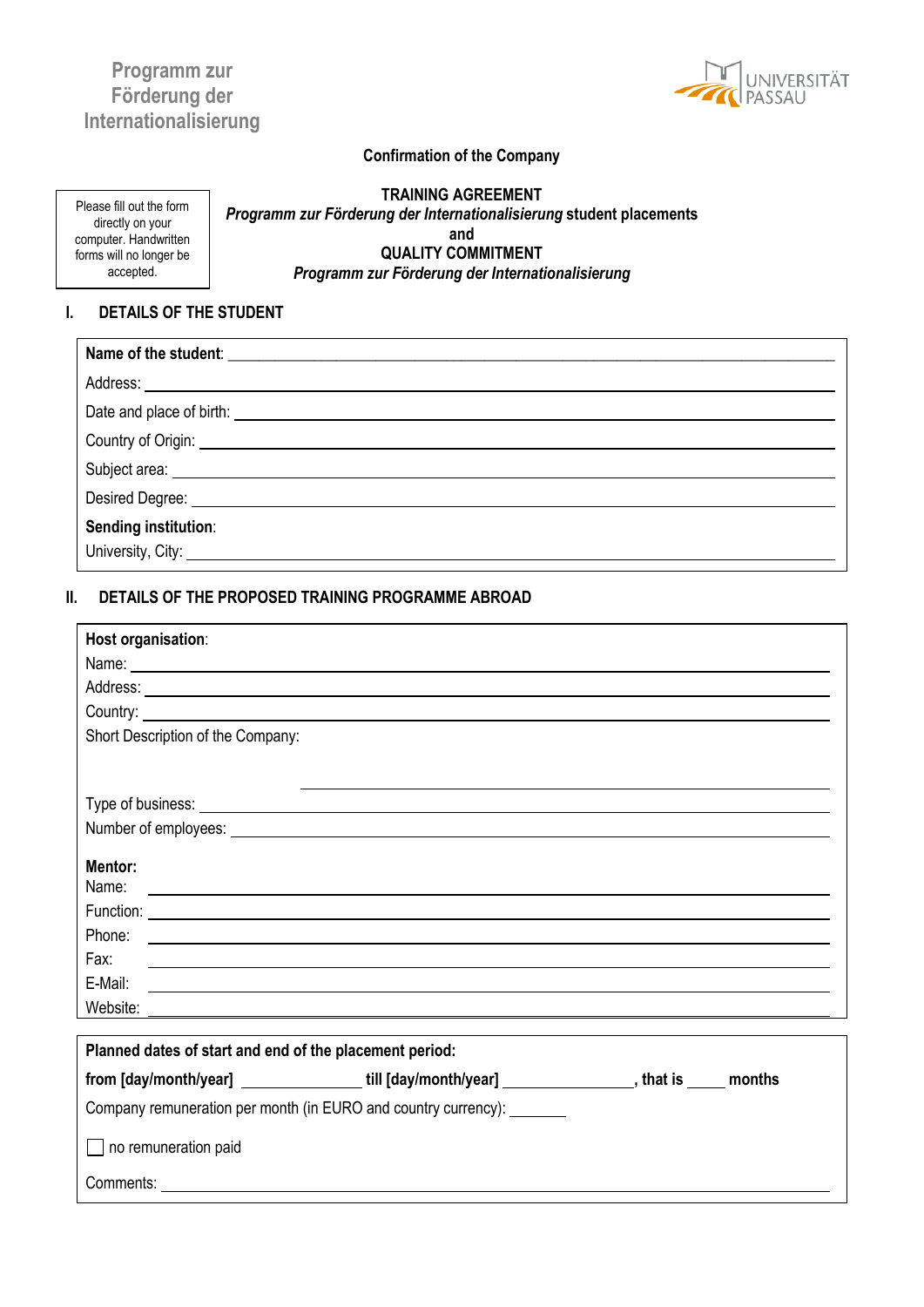Programm zur Förderung der Internationalisierung

UNIVERSITÄT PASSAU

**Confirmation of the Company**

Please fill out the form directly on your computer. Handwritten forms will no longer be accepted.

**TRAINING AGREEMENT**
***Programm zur Förderung der Internationalisierung* student placements**
**and**
**QUALITY COMMITMENT**
***Programm zur Förderung der Internationalisierung***

## I. DETAILS OF THE STUDENT

**Name of the student**: ______________________________

Address: ______________________________

Date and place of birth: ______________________________

Country of Origin: ______________________________

Subject area: ______________________________

Desired Degree: ______________________________

**Sending institution**:

University, City: ______________________________

## II. DETAILS OF THE PROPOSED TRAINING PROGRAMME ABROAD

**Host organisation**:

Name: ______________________________

Address: ______________________________

Country: ______________________________

Short Description of the Company:

______________________________

Type of business: ______________________________

Number of employees: ______________________________

**Mentor:**

Name: ______________________________

Function: ______________________________

Phone: ______________________________

Fax: ______________________________

E-Mail: ______________________________

Website: ______________________________

**Planned dates of start and end of the placement period:**

**from [day/month/year]** ______________ **till [day/month/year]** ______________**, that is** _____ **months**

Company remuneration per month (in EURO and country currency): _______

☐ no remuneration paid

Comments: ______________________________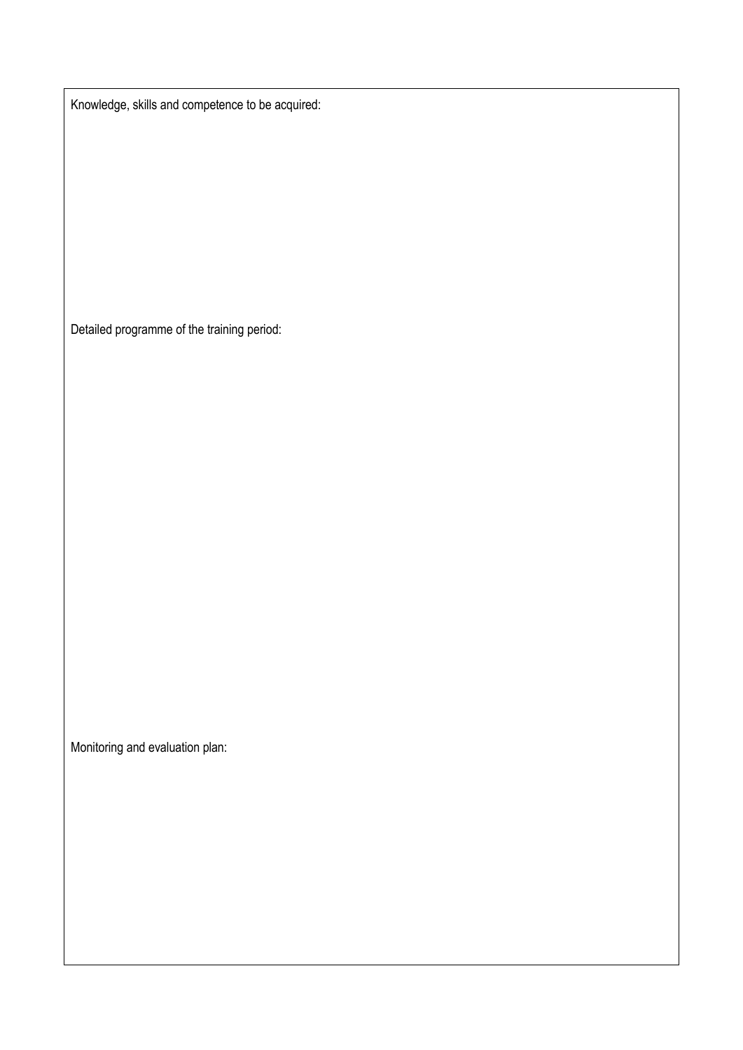Knowledge, skills and competence to be acquired:

Detailed programme of the training period:

Monitoring and evaluation plan: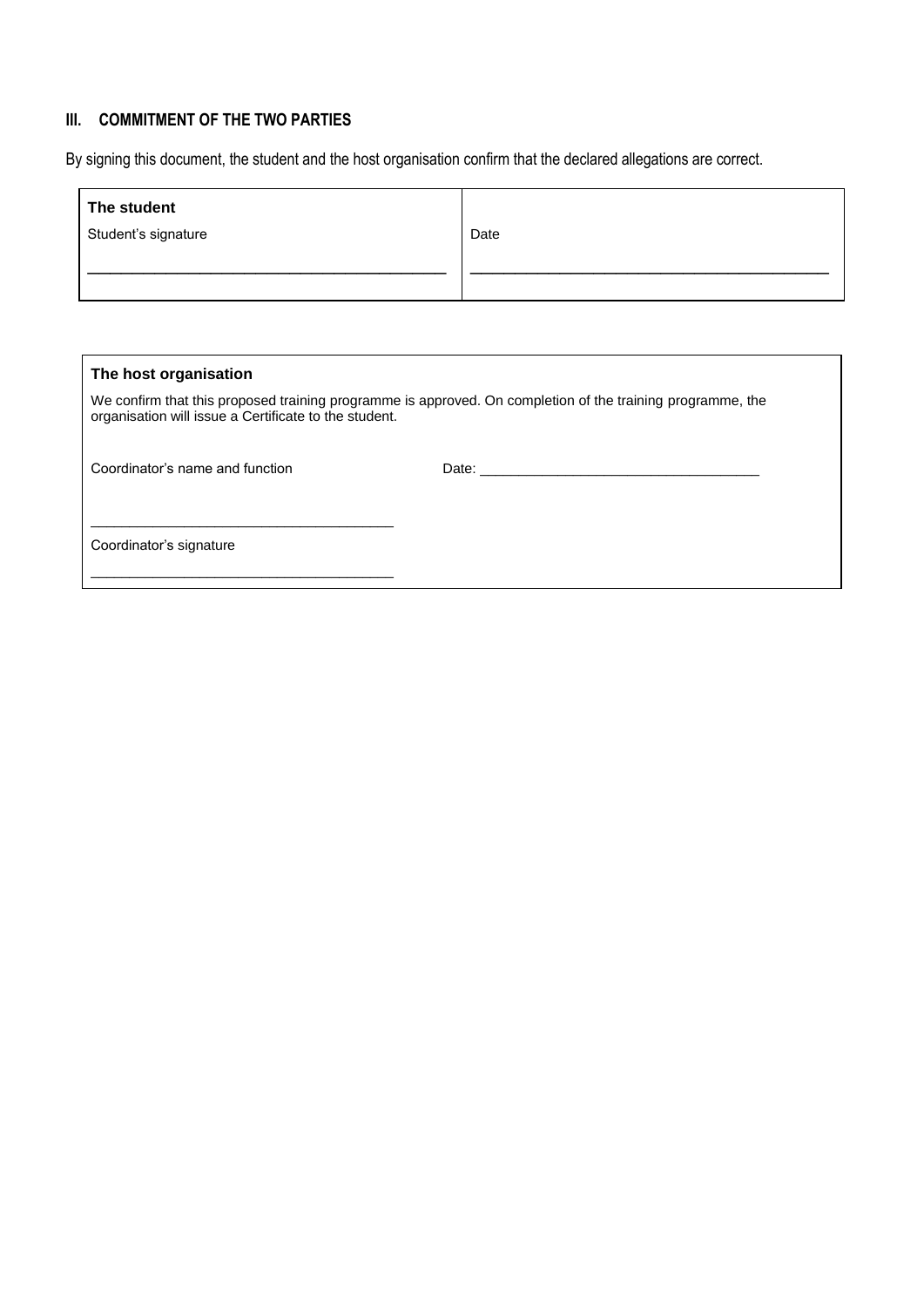## III. COMMITMENT OF THE TWO PARTIES

By signing this document, the student and the host organisation confirm that the declared allegations are correct.

| | |
|---|---|
| **The student**<br>Student's signature<br><br>\_\_\_\_\_\_\_\_\_\_\_\_\_\_\_\_\_\_\_\_\_\_\_\_\_\_\_\_\_\_\_\_\_\_\_\_\_\_\_\_ | Date<br><br>\_\_\_\_\_\_\_\_\_\_\_\_\_\_\_\_\_\_\_\_\_\_\_\_\_\_\_\_\_\_\_\_\_\_\_\_\_\_\_\_ |

**The host organisation**

We confirm that this proposed training programme is approved. On completion of the training programme, the organisation will issue a Certificate to the student.

Coordinator's name and function

Date: \_\_\_\_\_\_\_\_\_\_\_\_\_\_\_\_\_\_\_\_\_\_\_\_\_\_\_\_\_\_\_\_\_\_\_\_

\_\_\_\_\_\_\_\_\_\_\_\_\_\_\_\_\_\_\_\_\_\_\_\_\_\_\_\_\_\_\_\_\_\_\_\_\_\_

Coordinator's signature

\_\_\_\_\_\_\_\_\_\_\_\_\_\_\_\_\_\_\_\_\_\_\_\_\_\_\_\_\_\_\_\_\_\_\_\_\_\_